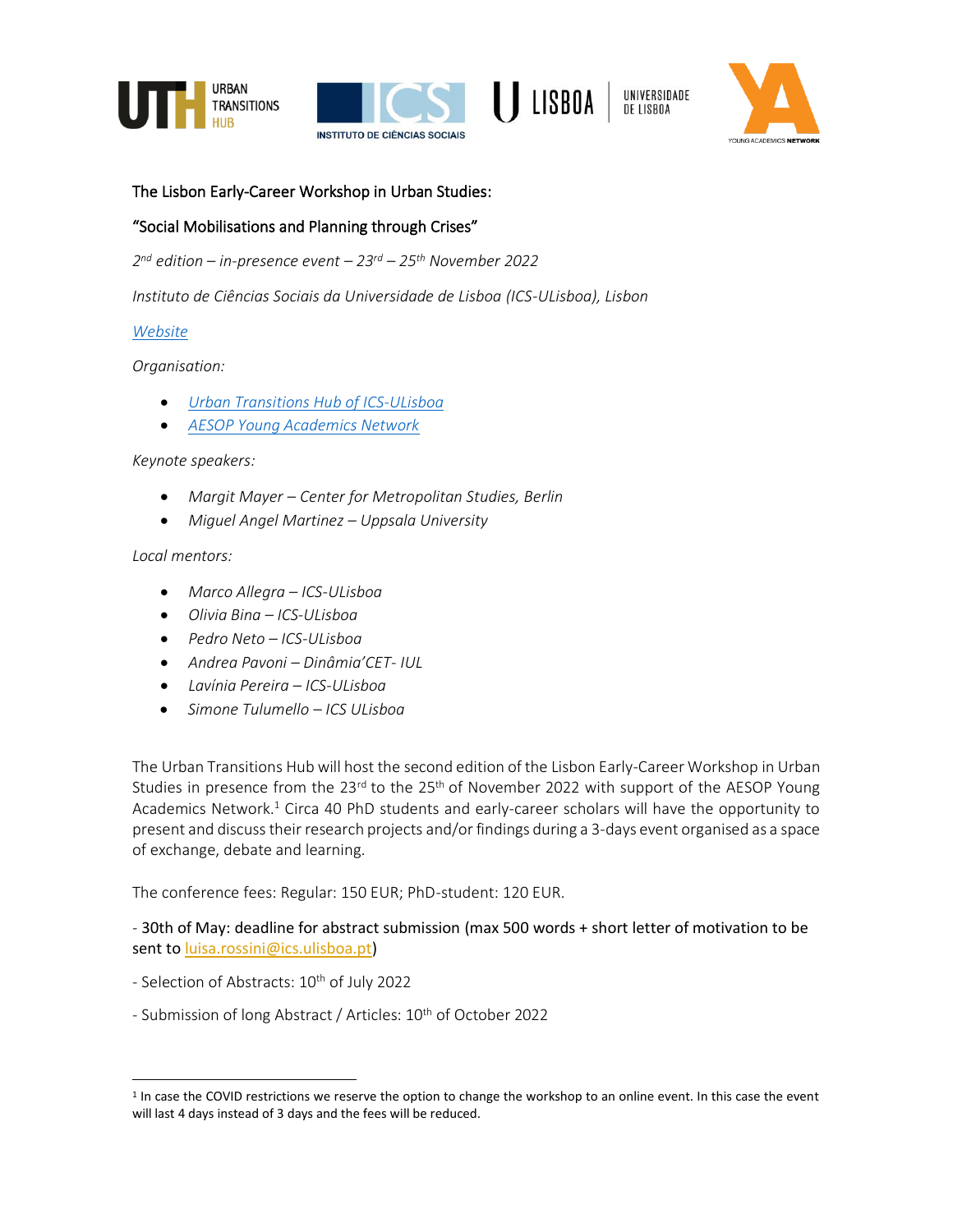The Lisbon Early-Career Workshop in Urban Studies:

"Social Mobilisations and Planning through Crises"

*2nd edition – in-presence event – 23rd – 25th November 2022*

*Instituto de Ciências Sociais da Universidade de Lisboa (ICS-ULisboa), Lisbon*

*Website*

*Organisation:*

- *Urban Transitions Hub of ICS-ULisboa*
- *AESOP Young Academics Network*

*Keynote speakers:*

- *Margit Mayer – Center for Metropolitan Studies, Berlin*
- *Miguel Angel Martinez – Uppsala University*

*Local mentors:*

- *Marco Allegra – ICS-ULisboa*
- *Olivia Bina – ICS-ULisboa*
- *Pedro Neto – ICS-ULisboa*
- *Andrea Pavoni – Dinâmia'CET- IUL*
- *Lavínia Pereira – ICS-ULisboa*
- *Simone Tulumello – ICS ULisboa*

The Urban Transitions Hub will host the second edition of the Lisbon Early-Career Workshop in Urban Studies in presence from the 23rd to the 25th of November 2022 with support of the AESOP Young Academics Network.[1] Circa 40 PhD students and early-career scholars will have the opportunity to present and discuss their research projects and/or findings during a 3-days event organised as a space of exchange, debate and learning.

The conference fees: Regular: 150 EUR; PhD-student: 120 EUR.

- 30th of May: deadline for abstract submission (max 500 words + short letter of motivation to be sent to luisa.rossini@ics.ulisboa.pt)

- Selection of Abstracts: 10th of July 2022

- Submission of long Abstract / Articles: 10th of October 2022

[1] In case the COVID restrictions we reserve the option to change the workshop to an online event. In this case the event will last 4 days instead of 3 days and the fees will be reduced.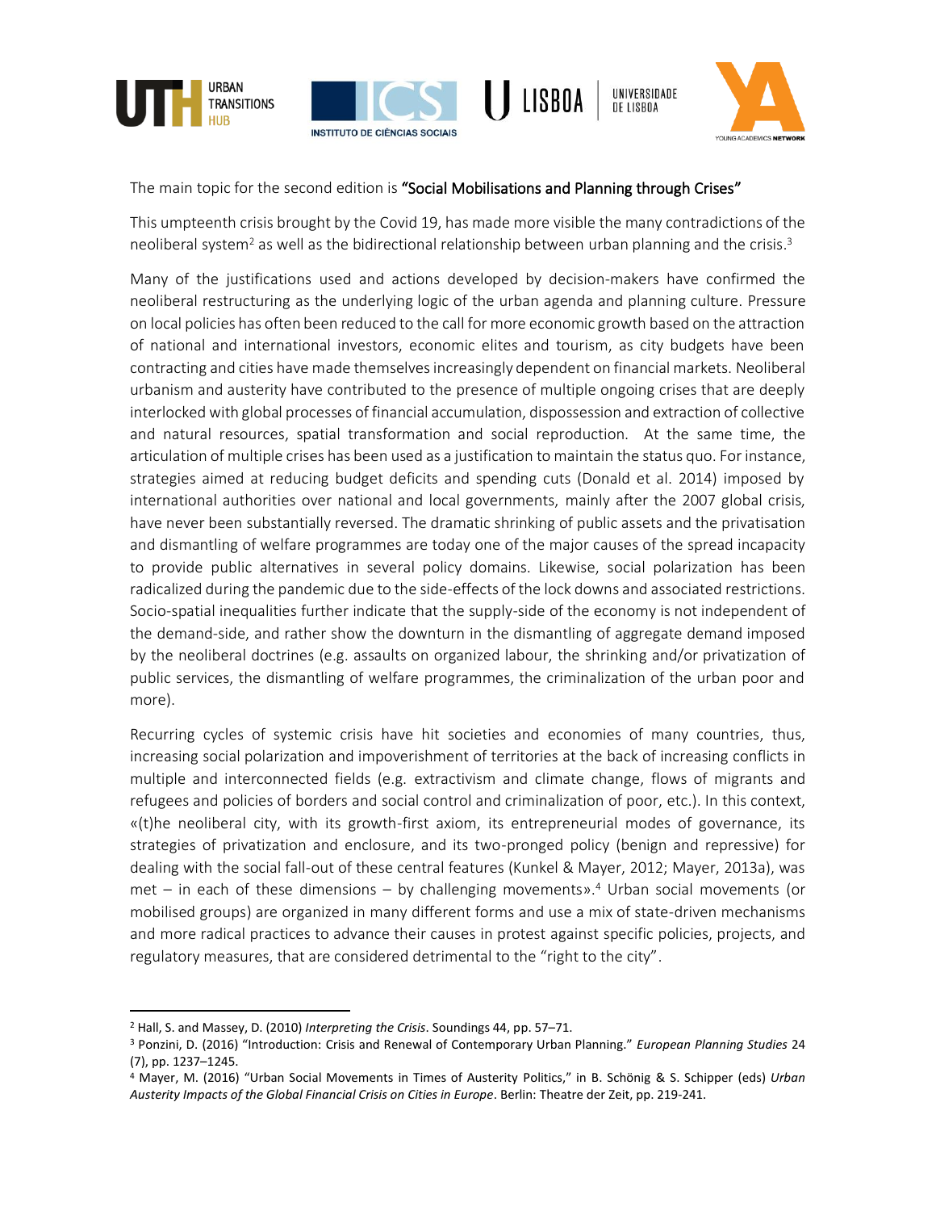The main topic for the second edition is **"Social Mobilisations and Planning through Crises"**

This umpteenth crisis brought by the Covid 19, has made more visible the many contradictions of the neoliberal system[2] as well as the bidirectional relationship between urban planning and the crisis.[3]

Many of the justifications used and actions developed by decision-makers have confirmed the neoliberal restructuring as the underlying logic of the urban agenda and planning culture. Pressure on local policies has often been reduced to the call for more economic growth based on the attraction of national and international investors, economic elites and tourism, as city budgets have been contracting and cities have made themselves increasingly dependent on financial markets. Neoliberal urbanism and austerity have contributed to the presence of multiple ongoing crises that are deeply interlocked with global processes of financial accumulation, dispossession and extraction of collective and natural resources, spatial transformation and social reproduction. At the same time, the articulation of multiple crises has been used as a justification to maintain the status quo. For instance, strategies aimed at reducing budget deficits and spending cuts (Donald et al. 2014) imposed by international authorities over national and local governments, mainly after the 2007 global crisis, have never been substantially reversed. The dramatic shrinking of public assets and the privatisation and dismantling of welfare programmes are today one of the major causes of the spread incapacity to provide public alternatives in several policy domains. Likewise, social polarization has been radicalized during the pandemic due to the side-effects of the lock downs and associated restrictions. Socio-spatial inequalities further indicate that the supply-side of the economy is not independent of the demand-side, and rather show the downturn in the dismantling of aggregate demand imposed by the neoliberal doctrines (e.g. assaults on organized labour, the shrinking and/or privatization of public services, the dismantling of welfare programmes, the criminalization of the urban poor and more).

Recurring cycles of systemic crisis have hit societies and economies of many countries, thus, increasing social polarization and impoverishment of territories at the back of increasing conflicts in multiple and interconnected fields (e.g. extractivism and climate change, flows of migrants and refugees and policies of borders and social control and criminalization of poor, etc.). In this context, «(t)he neoliberal city, with its growth-first axiom, its entrepreneurial modes of governance, its strategies of privatization and enclosure, and its two-pronged policy (benign and repressive) for dealing with the social fall-out of these central features (Kunkel & Mayer, 2012; Mayer, 2013a), was met – in each of these dimensions – by challenging movements».[4] Urban social movements (or mobilised groups) are organized in many different forms and use a mix of state-driven mechanisms and more radical practices to advance their causes in protest against specific policies, projects, and regulatory measures, that are considered detrimental to the "right to the city".

---

[2] Hall, S. and Massey, D. (2010) *Interpreting the Crisis*. Soundings 44, pp. 57–71.

[3] Ponzini, D. (2016) "Introduction: Crisis and Renewal of Contemporary Urban Planning." *European Planning Studies* 24 (7), pp. 1237–1245.

[4] Mayer, M. (2016) "Urban Social Movements in Times of Austerity Politics," in B. Schönig & S. Schipper (eds) *Urban Austerity Impacts of the Global Financial Crisis on Cities in Europe*. Berlin: Theatre der Zeit, pp. 219-241.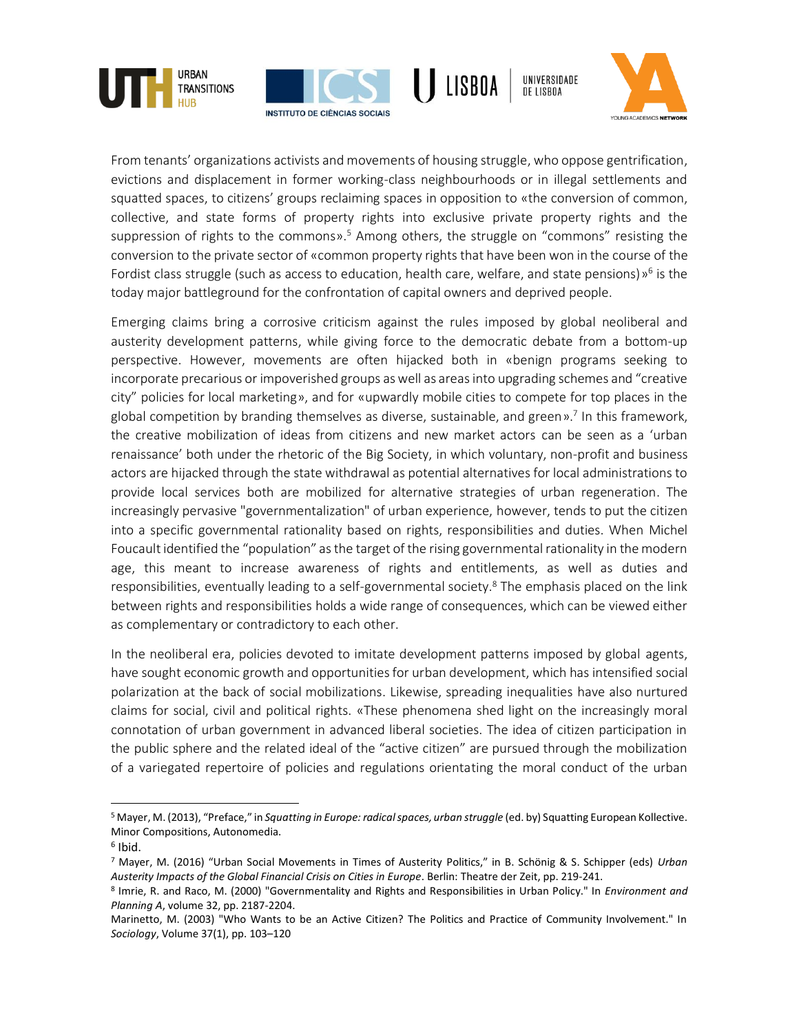From tenants' organizations activists and movements of housing struggle, who oppose gentrification, evictions and displacement in former working-class neighbourhoods or in illegal settlements and squatted spaces, to citizens' groups reclaiming spaces in opposition to «the conversion of common, collective, and state forms of property rights into exclusive private property rights and the suppression of rights to the commons».[5] Among others, the struggle on "commons" resisting the conversion to the private sector of «common property rights that have been won in the course of the Fordist class struggle (such as access to education, health care, welfare, and state pensions)»[6] is the today major battleground for the confrontation of capital owners and deprived people.

Emerging claims bring a corrosive criticism against the rules imposed by global neoliberal and austerity development patterns, while giving force to the democratic debate from a bottom-up perspective. However, movements are often hijacked both in «benign programs seeking to incorporate precarious or impoverished groups as well as areas into upgrading schemes and "creative city" policies for local marketing», and for «upwardly mobile cities to compete for top places in the global competition by branding themselves as diverse, sustainable, and green».[7] In this framework, the creative mobilization of ideas from citizens and new market actors can be seen as a 'urban renaissance' both under the rhetoric of the Big Society, in which voluntary, non-profit and business actors are hijacked through the state withdrawal as potential alternatives for local administrations to provide local services both are mobilized for alternative strategies of urban regeneration. The increasingly pervasive "governmentalization" of urban experience, however, tends to put the citizen into a specific governmental rationality based on rights, responsibilities and duties. When Michel Foucault identified the "population" as the target of the rising governmental rationality in the modern age, this meant to increase awareness of rights and entitlements, as well as duties and responsibilities, eventually leading to a self-governmental society.[8] The emphasis placed on the link between rights and responsibilities holds a wide range of consequences, which can be viewed either as complementary or contradictory to each other.

In the neoliberal era, policies devoted to imitate development patterns imposed by global agents, have sought economic growth and opportunities for urban development, which has intensified social polarization at the back of social mobilizations. Likewise, spreading inequalities have also nurtured claims for social, civil and political rights. «These phenomena shed light on the increasingly moral connotation of urban government in advanced liberal societies. The idea of citizen participation in the public sphere and the related ideal of the "active citizen" are pursued through the mobilization of a variegated repertoire of policies and regulations orientating the moral conduct of the urban

---

[5] Mayer, M. (2013), "Preface," in *Squatting in Europe: radical spaces, urban struggle* (ed. by) Squatting European Kollective. Minor Compositions, Autonomedia.

[6] Ibid.

[7] Mayer, M. (2016) "Urban Social Movements in Times of Austerity Politics," in B. Schönig & S. Schipper (eds) *Urban Austerity Impacts of the Global Financial Crisis on Cities in Europe*. Berlin: Theatre der Zeit, pp. 219-241.

[8] Imrie, R. and Raco, M. (2000) "Governmentality and Rights and Responsibilities in Urban Policy." In *Environment and Planning A*, volume 32, pp. 2187-2204.

Marinetto, M. (2003) "Who Wants to be an Active Citizen? The Politics and Practice of Community Involvement." In *Sociology*, Volume 37(1), pp. 103–120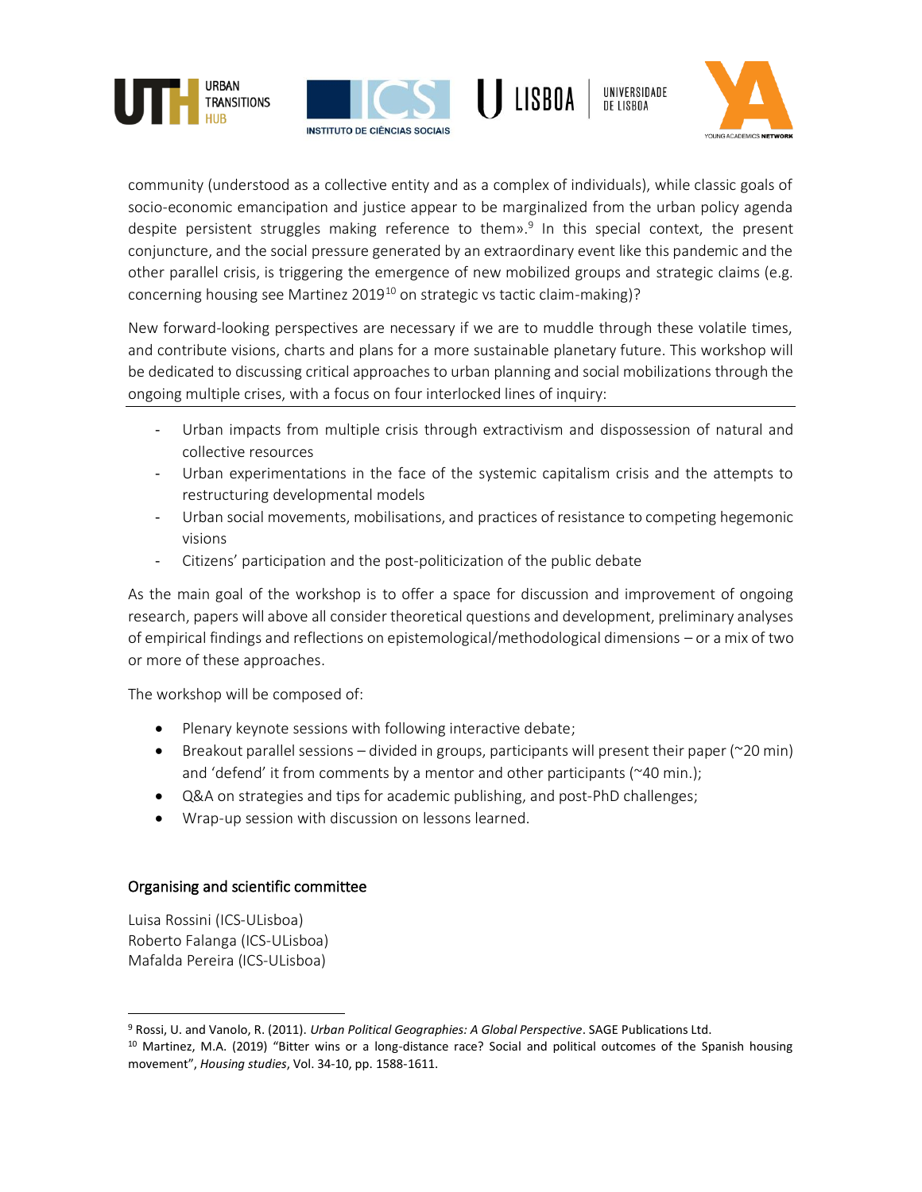community (understood as a collective entity and as a complex of individuals), while classic goals of socio-economic emancipation and justice appear to be marginalized from the urban policy agenda despite persistent struggles making reference to them».[9] In this special context, the present conjuncture, and the social pressure generated by an extraordinary event like this pandemic and the other parallel crisis, is triggering the emergence of new mobilized groups and strategic claims (e.g. concerning housing see Martinez 2019[10] on strategic vs tactic claim-making)?

New forward-looking perspectives are necessary if we are to muddle through these volatile times, and contribute visions, charts and plans for a more sustainable planetary future. This workshop will be dedicated to discussing critical approaches to urban planning and social mobilizations through the ongoing multiple crises, with a focus on four interlocked lines of inquiry:

- Urban impacts from multiple crisis through extractivism and dispossession of natural and collective resources
- Urban experimentations in the face of the systemic capitalism crisis and the attempts to restructuring developmental models
- Urban social movements, mobilisations, and practices of resistance to competing hegemonic visions
- Citizens' participation and the post-politicization of the public debate

As the main goal of the workshop is to offer a space for discussion and improvement of ongoing research, papers will above all consider theoretical questions and development, preliminary analyses of empirical findings and reflections on epistemological/methodological dimensions – or a mix of two or more of these approaches.

The workshop will be composed of:

- Plenary keynote sessions with following interactive debate;
- Breakout parallel sessions – divided in groups, participants will present their paper (~20 min) and 'defend' it from comments by a mentor and other participants (~40 min.);
- Q&A on strategies and tips for academic publishing, and post-PhD challenges;
- Wrap-up session with discussion on lessons learned.

## Organising and scientific committee

Luisa Rossini (ICS-ULisboa)
Roberto Falanga (ICS-ULisboa)
Mafalda Pereira (ICS-ULisboa)

---

[9] Rossi, U. and Vanolo, R. (2011). *Urban Political Geographies: A Global Perspective*. SAGE Publications Ltd.

[10] Martinez, M.A. (2019) "Bitter wins or a long-distance race? Social and political outcomes of the Spanish housing movement", *Housing studies*, Vol. 34-10, pp. 1588-1611.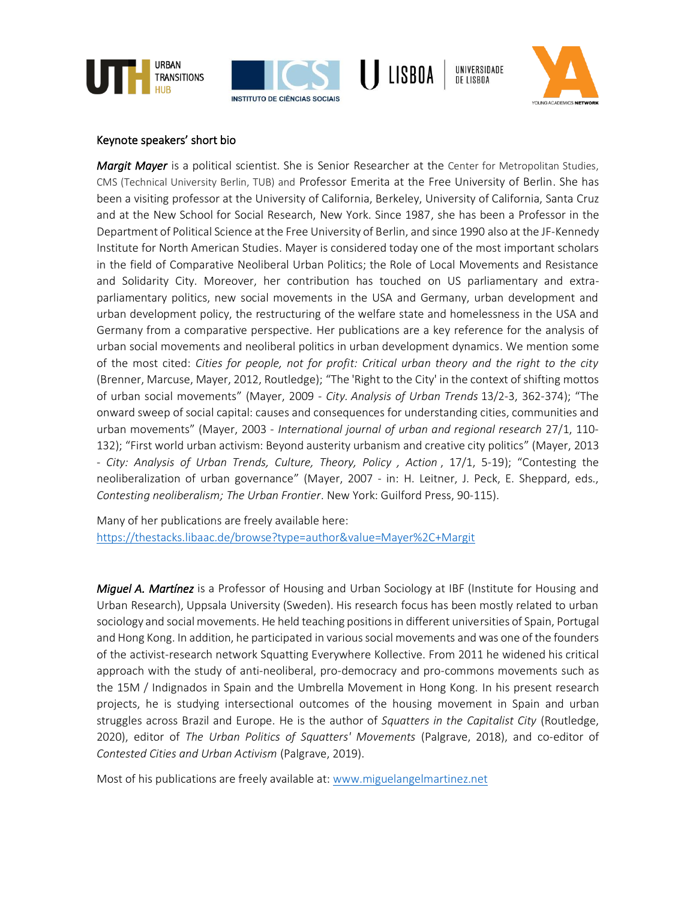Keynote speakers' short bio

***Margit Mayer*** is a political scientist. She is Senior Researcher at the Center for Metropolitan Studies, CMS (Technical University Berlin, TUB) and Professor Emerita at the Free University of Berlin. She has been a visiting professor at the University of California, Berkeley, University of California, Santa Cruz and at the New School for Social Research, New York. Since 1987, she has been a Professor in the Department of Political Science at the Free University of Berlin, and since 1990 also at the JF-Kennedy Institute for North American Studies. Mayer is considered today one of the most important scholars in the field of Comparative Neoliberal Urban Politics; the Role of Local Movements and Resistance and Solidarity City. Moreover, her contribution has touched on US parliamentary and extra-parliamentary politics, new social movements in the USA and Germany, urban development and urban development policy, the restructuring of the welfare state and homelessness in the USA and Germany from a comparative perspective. Her publications are a key reference for the analysis of urban social movements and neoliberal politics in urban development dynamics. We mention some of the most cited: *Cities for people, not for profit: Critical urban theory and the right to the city* (Brenner, Marcuse, Mayer, 2012, Routledge); "The 'Right to the City' in the context of shifting mottos of urban social movements" (Mayer, 2009 - *City. Analysis of Urban Trends* 13/2-3, 362-374); "The onward sweep of social capital: causes and consequences for understanding cities, communities and urban movements" (Mayer, 2003 - *International journal of urban and regional research* 27/1, 110-132); "First world urban activism: Beyond austerity urbanism and creative city politics" (Mayer, 2013 - *City: Analysis of Urban Trends, Culture, Theory, Policy , Action* , 17/1, 5-19); "Contesting the neoliberalization of urban governance" (Mayer, 2007 - in: H. Leitner, J. Peck, E. Sheppard, eds., *Contesting neoliberalism; The Urban Frontier*. New York: Guilford Press, 90-115).

Many of her publications are freely available here:
[https://thestacks.libaac.de/browse?type=author&value=Mayer%2C+Margit](https://thestacks.libaac.de/browse?type=author&value=Mayer%2C+Margit)

***Miguel A. Martínez*** is a Professor of Housing and Urban Sociology at IBF (Institute for Housing and Urban Research), Uppsala University (Sweden). His research focus has been mostly related to urban sociology and social movements. He held teaching positions in different universities of Spain, Portugal and Hong Kong. In addition, he participated in various social movements and was one of the founders of the activist-research network Squatting Everywhere Kollective. From 2011 he widened his critical approach with the study of anti-neoliberal, pro-democracy and pro-commons movements such as the 15M / Indignados in Spain and the Umbrella Movement in Hong Kong. In his present research projects, he is studying intersectional outcomes of the housing movement in Spain and urban struggles across Brazil and Europe. He is the author of *Squatters in the Capitalist City* (Routledge, 2020), editor of *The Urban Politics of Squatters' Movements* (Palgrave, 2018), and co-editor of *Contested Cities and Urban Activism* (Palgrave, 2019).

Most of his publications are freely available at: [www.miguelangelmartinez.net](www.miguelangelmartinez.net)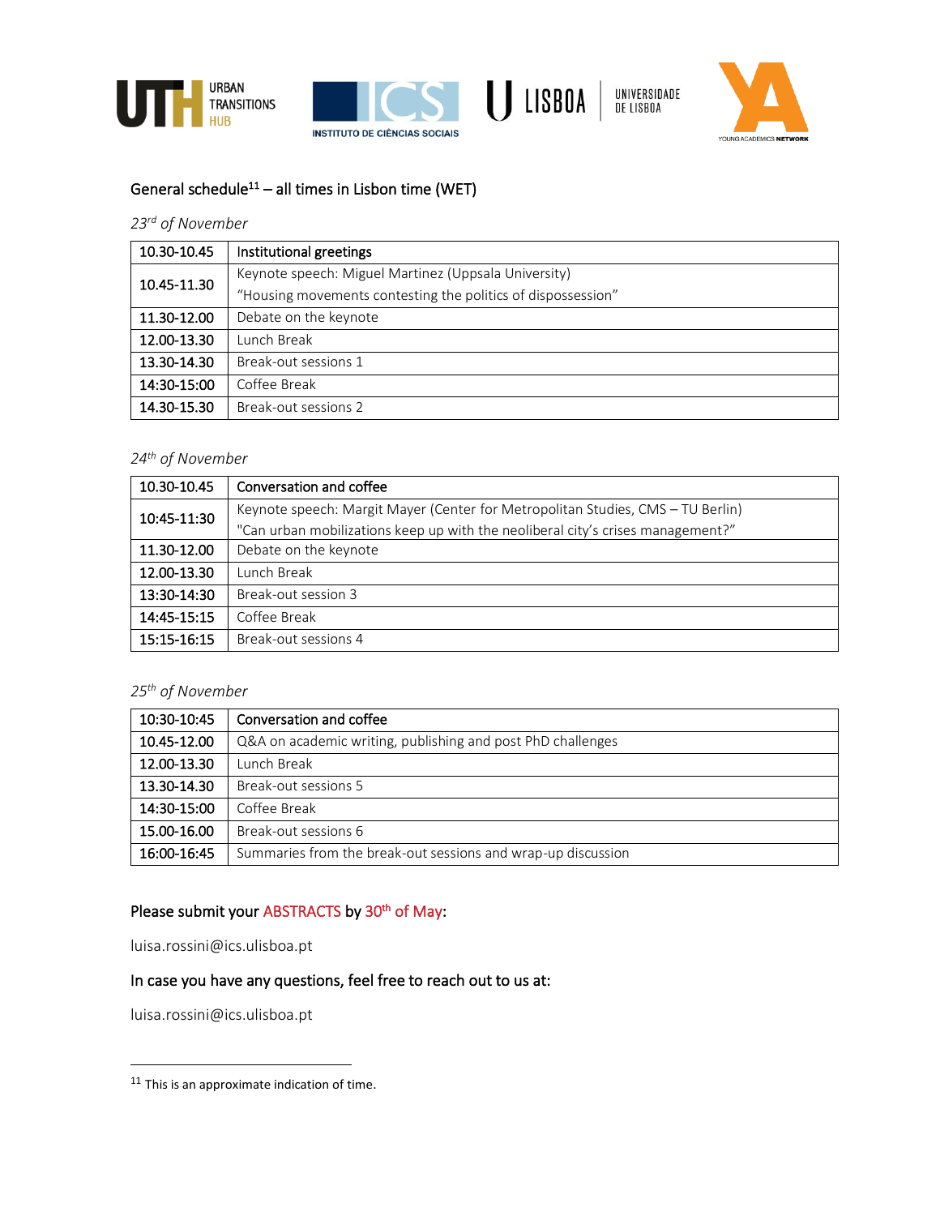General schedule[11] – all times in Lisbon time (WET)

*23rd of November*

| | |
|---|---|
| 10.30-10.45 | Institutional greetings |
| 10.45-11.30 | Keynote speech: Miguel Martinez (Uppsala University) "Housing movements contesting the politics of dispossession" |
| 11.30-12.00 | Debate on the keynote |
| 12.00-13.30 | Lunch Break |
| 13.30-14.30 | Break-out sessions 1 |
| 14:30-15:00 | Coffee Break |
| 14.30-15.30 | Break-out sessions 2 |

*24th of November*

| | |
|---|---|
| 10.30-10.45 | Conversation and coffee |
| 10:45-11:30 | Keynote speech: Margit Mayer (Center for Metropolitan Studies, CMS – TU Berlin) "Can urban mobilizations keep up with the neoliberal city's crises management?" |
| 11.30-12.00 | Debate on the keynote |
| 12.00-13.30 | Lunch Break |
| 13:30-14:30 | Break-out session 3 |
| 14:45-15:15 | Coffee Break |
| 15:15-16:15 | Break-out sessions 4 |

*25th of November*

| | |
|---|---|
| 10:30-10:45 | Conversation and coffee |
| 10.45-12.00 | Q&A on academic writing, publishing and post PhD challenges |
| 12.00-13.30 | Lunch Break |
| 13.30-14.30 | Break-out sessions 5 |
| 14:30-15:00 | Coffee Break |
| 15.00-16.00 | Break-out sessions 6 |
| 16:00-16:45 | Summaries from the break-out sessions and wrap-up discussion |

Please submit your ABSTRACTS by 30th of May:

luisa.rossini@ics.ulisboa.pt

In case you have any questions, feel free to reach out to us at:

luisa.rossini@ics.ulisboa.pt

[11] This is an approximate indication of time.